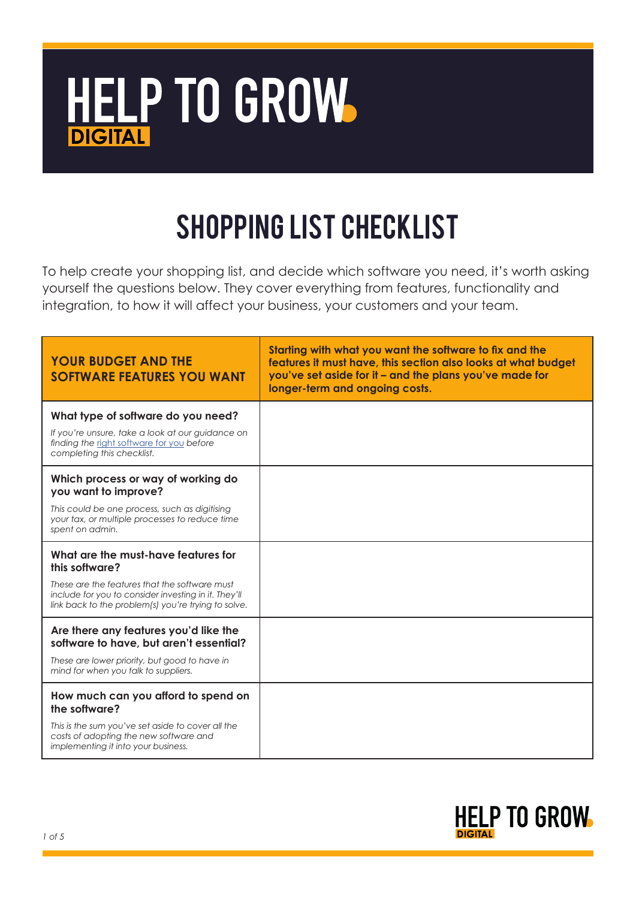# HELP TO GROW DIGITAL

## SHOPPING LIST CHECKLIST

To help create your shopping list, and decide which software you need, it's worth asking yourself the questions below. They cover everything from features, functionality and integration, to how it will affect your business, your customers and your team.

| **YOUR BUDGET AND THE SOFTWARE FEATURES YOU WANT** | **Starting with what you want the software to fix and the features it must have, this section also looks at what budget you've set aside for it – and the plans you've made for longer-term and ongoing costs.** |
|---|---|
| **What type of software do you need?**<br>*If you're unsure, take a look at our guidance on finding the right software for you before completing this checklist.* | |
| **Which process or way of working do you want to improve?**<br>*This could be one process, such as digitising your tax, or multiple processes to reduce time spent on admin.* | |
| **What are the must-have features for this software?**<br>*These are the features that the software must include for you to consider investing in it. They'll link back to the problem(s) you're trying to solve.* | |
| **Are there any features you'd like the software to have, but aren't essential?**<br>*These are lower priority, but good to have in mind for when you talk to suppliers.* | |
| **How much can you afford to spend on the software?**<br>*This is the sum you've set aside to cover all the costs of adopting the new software and implementing it into your business.* | |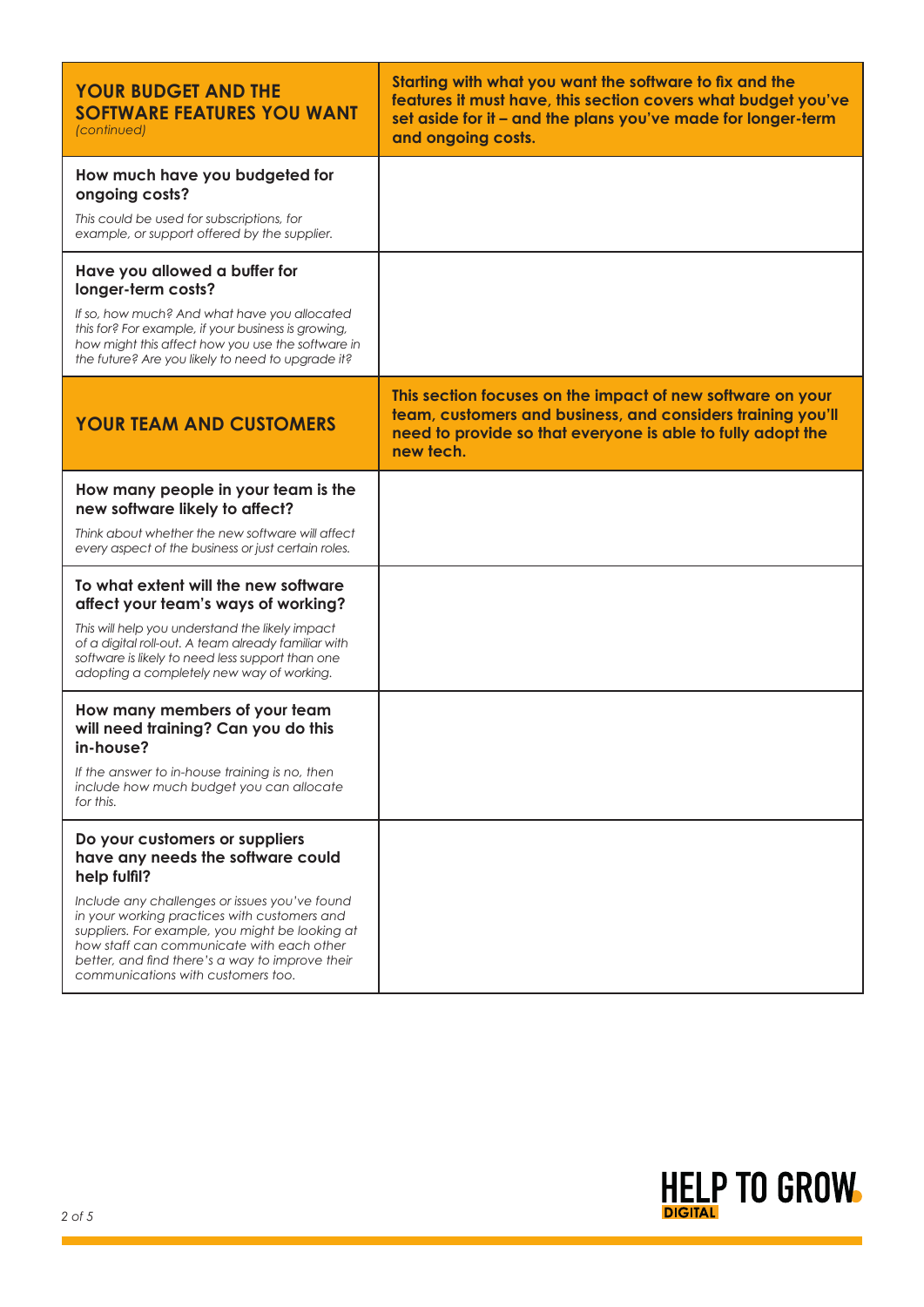| **YOUR BUDGET AND THE SOFTWARE FEATURES YOU WANT** *(continued)* | **Starting with what you want the software to fix and the features it must have, this section covers what budget you've set aside for it – and the plans you've made for longer-term and ongoing costs.** |
|---|---|
| **How much have you budgeted for ongoing costs?**<br>*This could be used for subscriptions, for example, or support offered by the supplier.* | |
| **Have you allowed a buffer for longer-term costs?**<br>*If so, how much? And what have you allocated this for? For example, if your business is growing, how might this affect how you use the software in the future? Are you likely to need to upgrade it?* | |
| **YOUR TEAM AND CUSTOMERS** | **This section focuses on the impact of new software on your team, customers and business, and considers training you'll need to provide so that everyone is able to fully adopt the new tech.** |
| **How many people in your team is the new software likely to affect?**<br>*Think about whether the new software will affect every aspect of the business or just certain roles.* | |
| **To what extent will the new software affect your team's ways of working?**<br>*This will help you understand the likely impact of a digital roll-out. A team already familiar with software is likely to need less support than one adopting a completely new way of working.* | |
| **How many members of your team will need training? Can you do this in-house?**<br>*If the answer to in-house training is no, then include how much budget you can allocate for this.* | |
| **Do your customers or suppliers have any needs the software could help fulfil?**<br>*Include any challenges or issues you've found in your working practices with customers and suppliers. For example, you might be looking at how staff can communicate with each other better, and find there's a way to improve their communications with customers too.* | |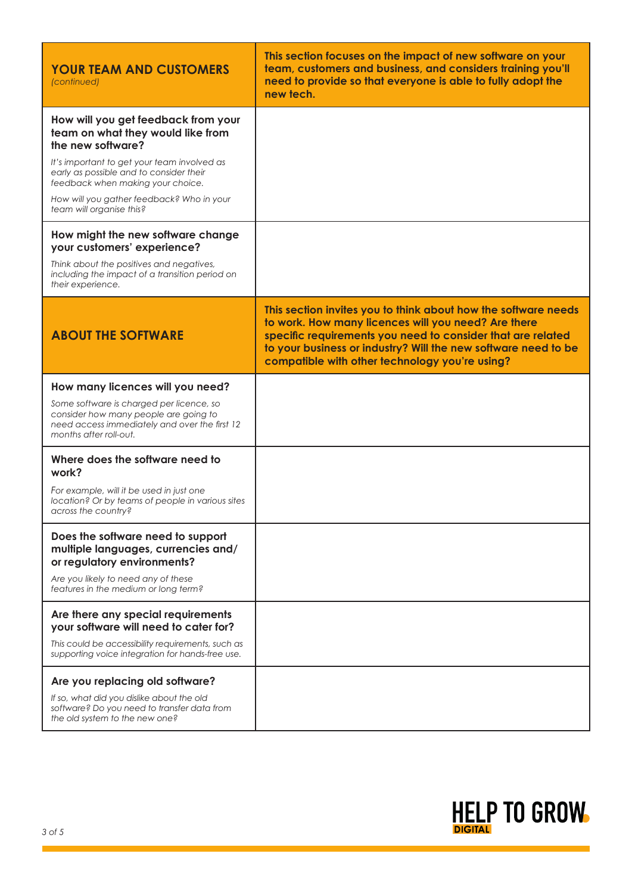| **YOUR TEAM AND CUSTOMERS** *(continued)* | **This section focuses on the impact of new software on your team, customers and business, and considers training you'll need to provide so that everyone is able to fully adopt the new tech.** |
| --- | --- |
| **How will you get feedback from your team on what they would like from the new software?**<br><br>*It's important to get your team involved as early as possible and to consider their feedback when making your choice.*<br><br>*How will you gather feedback? Who in your team will organise this?* | |
| **How might the new software change your customers' experience?**<br><br>*Think about the positives and negatives, including the impact of a transition period on their experience.* | |

| **ABOUT THE SOFTWARE** | **This section invites you to think about how the software needs to work. How many licences will you need? Are there specific requirements you need to consider that are related to your business or industry? Will the new software need to be compatible with other technology you're using?** |
| --- | --- |
| **How many licences will you need?**<br><br>*Some software is charged per licence, so consider how many people are going to need access immediately and over the first 12 months after roll-out.* | |
| **Where does the software need to work?**<br><br>*For example, will it be used in just one location? Or by teams of people in various sites across the country?* | |
| **Does the software need to support multiple languages, currencies and/or regulatory environments?**<br><br>*Are you likely to need any of these features in the medium or long term?* | |
| **Are there any special requirements your software will need to cater for?**<br><br>*This could be accessibility requirements, such as supporting voice integration for hands-free use.* | |
| **Are you replacing old software?**<br><br>*If so, what did you dislike about the old software? Do you need to transfer data from the old system to the new one?* | |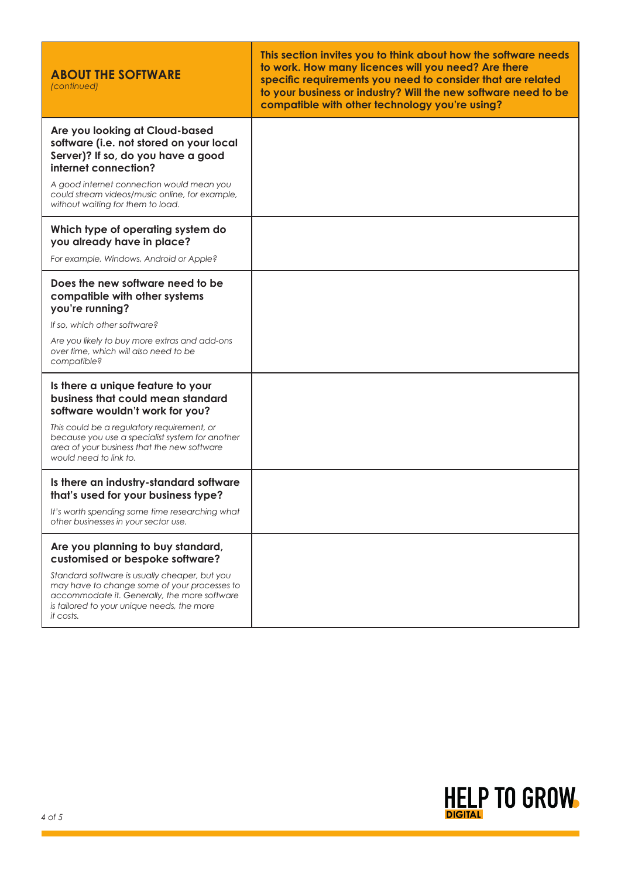| **ABOUT THE SOFTWARE** *(continued)* | **This section invites you to think about how the software needs to work. How many licences will you need? Are there specific requirements you need to consider that are related to your business or industry? Will the new software need to be compatible with other technology you're using?** |
|---|---|
| **Are you looking at Cloud-based software (i.e. not stored on your local Server)? If so, do you have a good internet connection?**<br>*A good internet connection would mean you could stream videos/music online, for example, without waiting for them to load.* | |
| **Which type of operating system do you already have in place?**<br>*For example, Windows, Android or Apple?* | |
| **Does the new software need to be compatible with other systems you're running?**<br>*If so, which other software?*<br>*Are you likely to buy more extras and add-ons over time, which will also need to be compatible?* | |
| **Is there a unique feature to your business that could mean standard software wouldn't work for you?**<br>*This could be a regulatory requirement, or because you use a specialist system for another area of your business that the new software would need to link to.* | |
| **Is there an industry-standard software that's used for your business type?**<br>*It's worth spending some time researching what other businesses in your sector use.* | |
| **Are you planning to buy standard, customised or bespoke software?**<br>*Standard software is usually cheaper, but you may have to change some of your processes to accommodate it. Generally, the more software is tailored to your unique needs, the more it costs.* | |

HELP TO GROW DIGITAL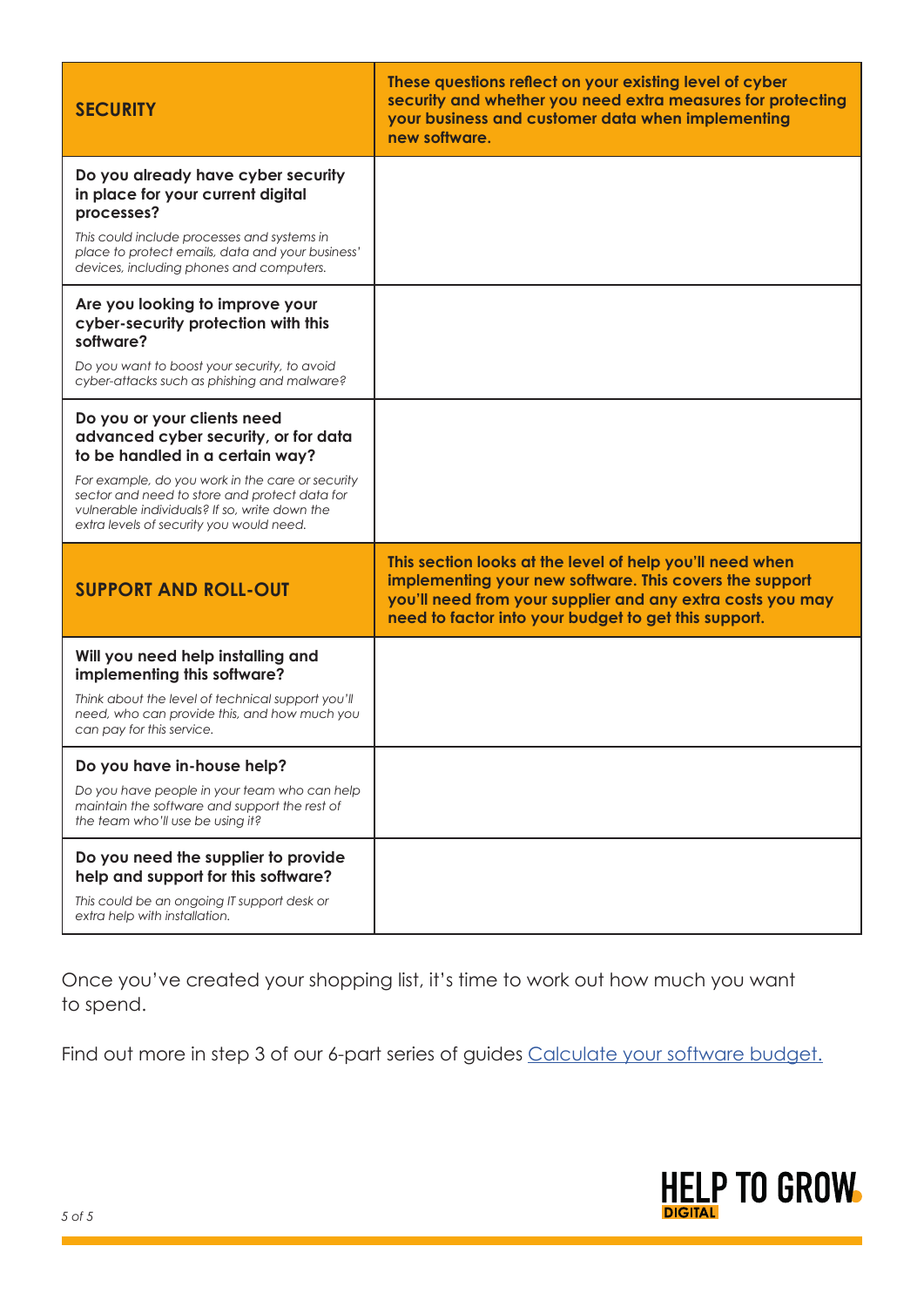| **SECURITY** | **These questions reflect on your existing level of cyber security and whether you need extra measures for protecting your business and customer data when implementing new software.** |
|---|---|
| **Do you already have cyber security in place for your current digital processes?**<br>*This could include processes and systems in place to protect emails, data and your business' devices, including phones and computers.* | |
| **Are you looking to improve your cyber-security protection with this software?**<br>*Do you want to boost your security, to avoid cyber-attacks such as phishing and malware?* | |
| **Do you or your clients need advanced cyber security, or for data to be handled in a certain way?**<br>*For example, do you work in the care or security sector and need to store and protect data for vulnerable individuals? If so, write down the extra levels of security you would need.* | |
| **SUPPORT AND ROLL-OUT** | **This section looks at the level of help you'll need when implementing your new software. This covers the support you'll need from your supplier and any extra costs you may need to factor into your budget to get this support.** |
| **Will you need help installing and implementing this software?**<br>*Think about the level of technical support you'll need, who can provide this, and how much you can pay for this service.* | |
| **Do you have in-house help?**<br>*Do you have people in your team who can help maintain the software and support the rest of the team who'll use be using it?* | |
| **Do you need the supplier to provide help and support for this software?**<br>*This could be an ongoing IT support desk or extra help with installation.* | |

Once you've created your shopping list, it's time to work out how much you want to spend.

Find out more in step 3 of our 6-part series of guides [Calculate your software budget.]

HELP TO GROW DIGITAL